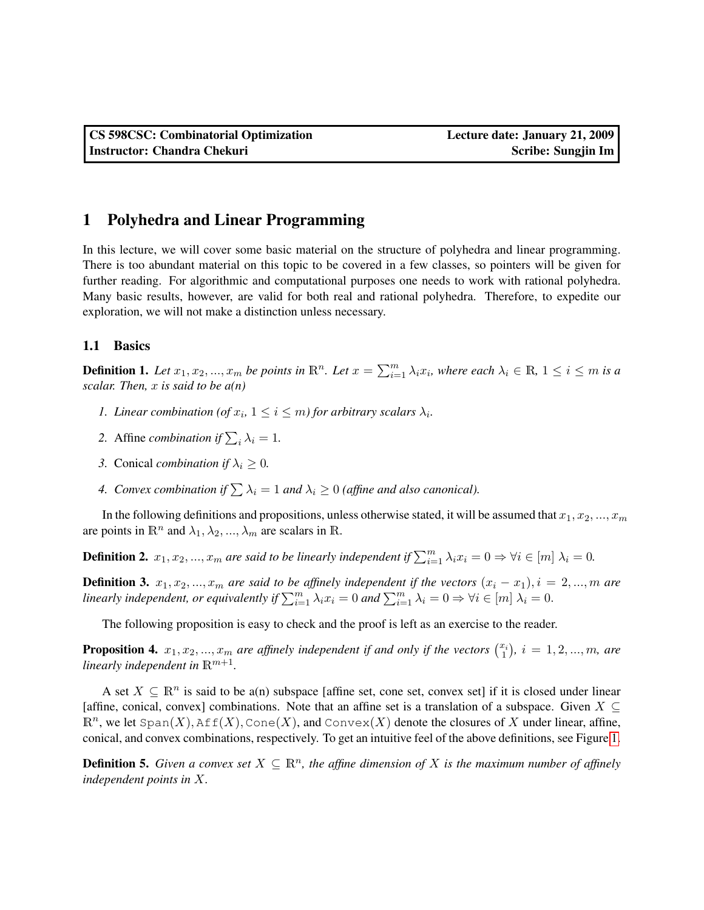| CS 598CSC: Combinatorial Optimization | Lecture date: January 21, 2009 |
| --- | --- |
| Instructor: Chandra Chekuri | Scribe: Sungjin Im |

# 1 Polyhedra and Linear Programming

In this lecture, we will cover some basic material on the structure of polyhedra and linear programming. There is too abundant material on this topic to be covered in a few classes, so pointers will be given for further reading. For algorithmic and computational purposes one needs to work with rational polyhedra. Many basic results, however, are valid for both real and rational polyhedra. Therefore, to expedite our exploration, we will not make a distinction unless necessary.

## 1.1 Basics

**Definition 1.** *Let $x_1, x_2, ..., x_m$ be points in $\mathbb{R}^n$. Let $x = \sum_{i=1}^m \lambda_i x_i$, where each $\lambda_i \in \mathbb{R}$, $1 \leq i \leq m$ is a scalar. Then, $x$ is said to be a(n)*

1. *Linear combination (of $x_i$, $1 \leq i \leq m$) for arbitrary scalars $\lambda_i$.*
2. Affine *combination if $\sum_i \lambda_i = 1$.*
3. Conical *combination if $\lambda_i \geq 0$.*
4. *Convex combination if $\sum \lambda_i = 1$ and $\lambda_i \geq 0$ (affine and also canonical).*

In the following definitions and propositions, unless otherwise stated, it will be assumed that $x_1, x_2, ..., x_m$ are points in $\mathbb{R}^n$ and $\lambda_1, \lambda_2, ..., \lambda_m$ are scalars in $\mathbb{R}$.

**Definition 2.** *$x_1, x_2, ..., x_m$ are said to be linearly independent if $\sum_{i=1}^m \lambda_i x_i = 0 \Rightarrow \forall i \in [m]$ $\lambda_i = 0$.*

**Definition 3.** *$x_1, x_2, ..., x_m$ are said to be affinely independent if the vectors $(x_i - x_1), i = 2, ..., m$ are linearly independent, or equivalently if $\sum_{i=1}^m \lambda_i x_i = 0$ and $\sum_{i=1}^m \lambda_i = 0 \Rightarrow \forall i \in [m]$ $\lambda_i = 0$.*

The following proposition is easy to check and the proof is left as an exercise to the reader.

**Proposition 4.** *$x_1, x_2, ..., x_m$ are affinely independent if and only if the vectors $\binom{x_i}{1}$, $i = 1, 2, ..., m$, are linearly independent in $\mathbb{R}^{m+1}$.*

A set $X \subseteq \mathbb{R}^n$ is said to be a(n) subspace [affine set, cone set, convex set] if it is closed under linear [affine, conical, convex] combinations. Note that an affine set is a translation of a subspace. Given $X \subseteq \mathbb{R}^n$, we let `Span`$(X)$, `Aff`$(X)$, `Cone`$(X)$, and `Convex`$(X)$ denote the closures of $X$ under linear, affine, conical, and convex combinations, respectively. To get an intuitive feel of the above definitions, see Figure 1.

**Definition 5.** *Given a convex set $X \subseteq \mathbb{R}^n$, the affine dimension of $X$ is the maximum number of affinely independent points in $X$.*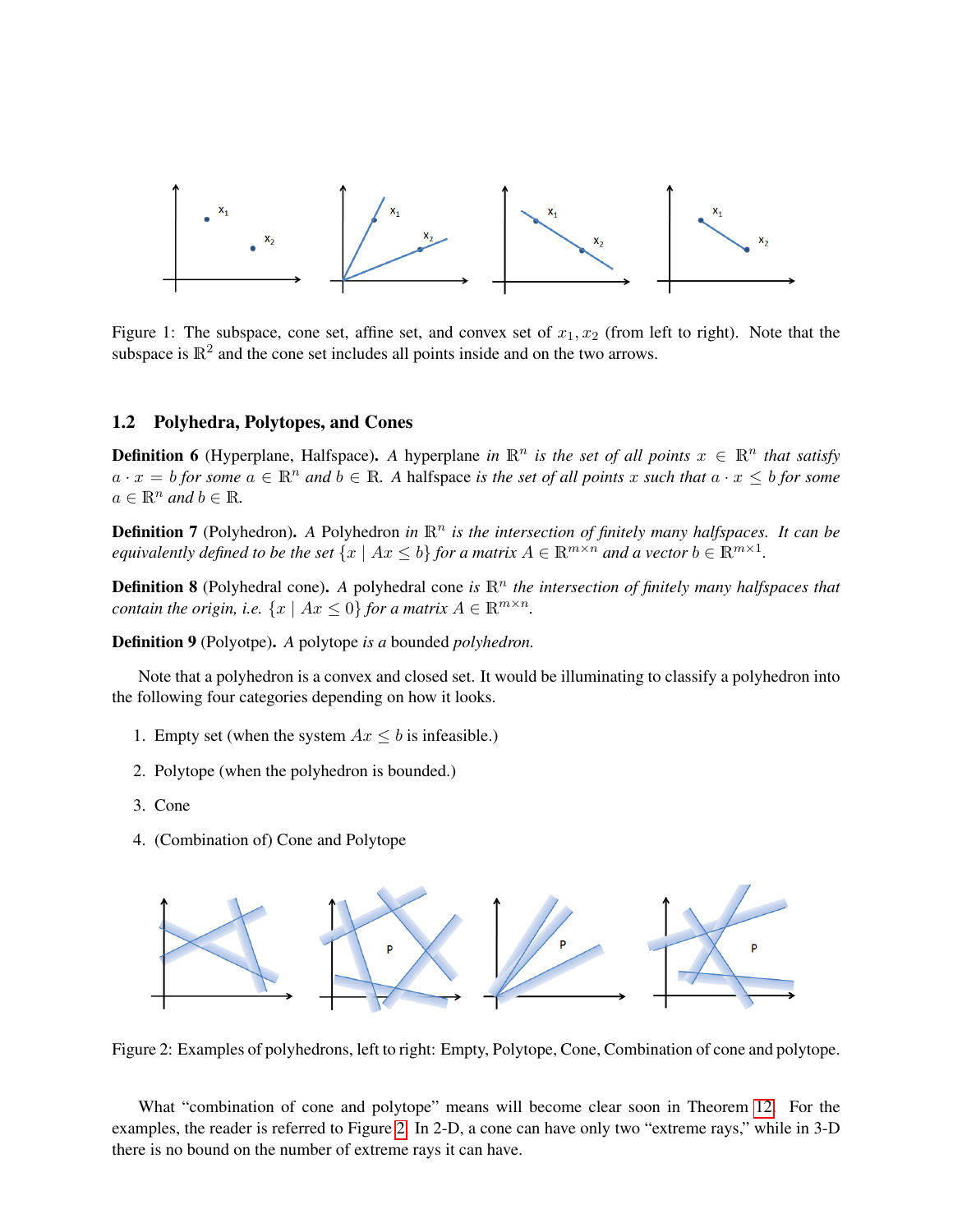Figure 1: The subspace, cone set, affine set, and convex set of $x_1, x_2$ (from left to right). Note that the subspace is $\mathbb{R}^2$ and the cone set includes all points inside and on the two arrows.

### 1.2 Polyhedra, Polytopes, and Cones

**Definition 6** (Hyperplane, Halfspace). *A* hyperplane *in $\mathbb{R}^n$ is the set of all points $x \in \mathbb{R}^n$ that satisfy $a \cdot x = b$ for some $a \in \mathbb{R}^n$ and $b \in \mathbb{R}$. A* halfspace *is the set of all points $x$ such that $a \cdot x \leq b$ for some $a \in \mathbb{R}^n$ and $b \in \mathbb{R}$.*

**Definition 7** (Polyhedron). *A* Polyhedron *in $\mathbb{R}^n$ is the intersection of finitely many halfspaces. It can be equivalently defined to be the set $\{x \mid Ax \leq b\}$ for a matrix $A \in \mathbb{R}^{m \times n}$ and a vector $b \in \mathbb{R}^{m \times 1}$.*

**Definition 8** (Polyhedral cone). *A* polyhedral cone *is $\mathbb{R}^n$ the intersection of finitely many halfspaces that contain the origin, i.e. $\{x \mid Ax \leq 0\}$ for a matrix $A \in \mathbb{R}^{m \times n}$.*

**Definition 9** (Polyotpe). *A* polytope *is a* bounded *polyhedron.*

Note that a polyhedron is a convex and closed set. It would be illuminating to classify a polyhedron into the following four categories depending on how it looks.

1. Empty set (when the system $Ax \leq b$ is infeasible.)
2. Polytope (when the polyhedron is bounded.)
3. Cone
4. (Combination of) Cone and Polytope

Figure 2: Examples of polyhedrons, left to right: Empty, Polytope, Cone, Combination of cone and polytope.

What "combination of cone and polytope" means will become clear soon in Theorem 12. For the examples, the reader is referred to Figure 2. In 2-D, a cone can have only two "extreme rays," while in 3-D there is no bound on the number of extreme rays it can have.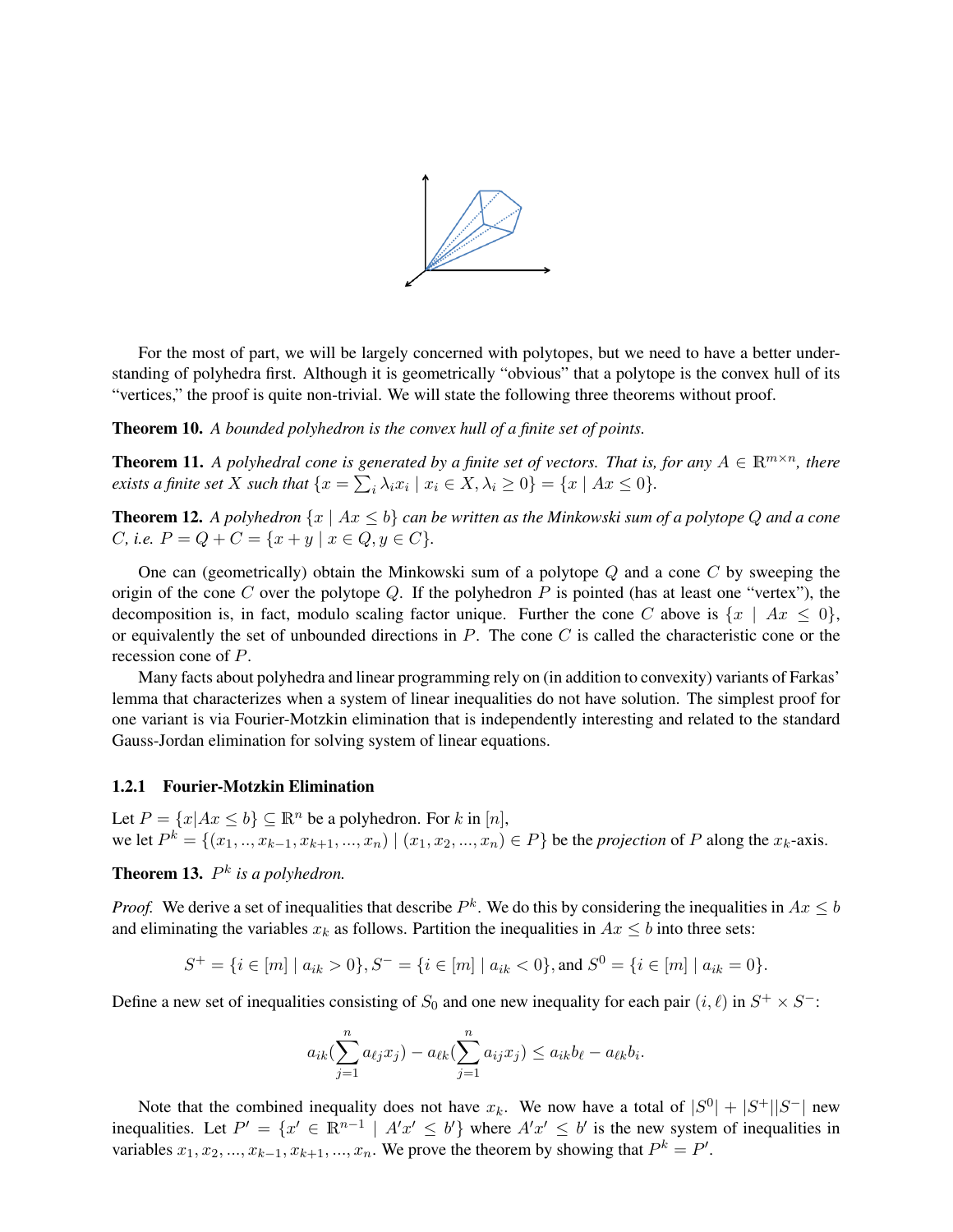For the most of part, we will be largely concerned with polytopes, but we need to have a better understanding of polyhedra first. Although it is geometrically "obvious" that a polytope is the convex hull of its "vertices," the proof is quite non-trivial. We will state the following three theorems without proof.

**Theorem 10.** *A bounded polyhedron is the convex hull of a finite set of points.*

**Theorem 11.** *A polyhedral cone is generated by a finite set of vectors. That is, for any $A \in \mathbb{R}^{m \times n}$, there exists a finite set $X$ such that $\{x = \sum_i \lambda_i x_i \mid x_i \in X, \lambda_i \geq 0\} = \{x \mid Ax \leq 0\}$.*

**Theorem 12.** *A polyhedron $\{x \mid Ax \leq b\}$ can be written as the Minkowski sum of a polytope $Q$ and a cone $C$, i.e. $P = Q + C = \{x + y \mid x \in Q, y \in C\}$.*

One can (geometrically) obtain the Minkowski sum of a polytope $Q$ and a cone $C$ by sweeping the origin of the cone $C$ over the polytope $Q$. If the polyhedron $P$ is pointed (has at least one "vertex"), the decomposition is, in fact, modulo scaling factor unique. Further the cone $C$ above is $\{x \mid Ax \leq 0\}$, or equivalently the set of unbounded directions in $P$. The cone $C$ is called the characteristic cone or the recession cone of $P$.

Many facts about polyhedra and linear programming rely on (in addition to convexity) variants of Farkas' lemma that characterizes when a system of linear inequalities do not have solution. The simplest proof for one variant is via Fourier-Motzkin elimination that is independently interesting and related to the standard Gauss-Jordan elimination for solving system of linear equations.

### 1.2.1 Fourier-Motzkin Elimination

Let $P = \{x | Ax \leq b\} \subseteq \mathbb{R}^n$ be a polyhedron. For $k$ in $[n]$,
we let $P^k = \{(x_1, .., x_{k-1}, x_{k+1}, ..., x_n) \mid (x_1, x_2, ..., x_n) \in P\}$ be the *projection* of $P$ along the $x_k$-axis.

**Theorem 13.** *$P^k$ is a polyhedron.*

*Proof.* We derive a set of inequalities that describe $P^k$. We do this by considering the inequalities in $Ax \leq b$ and eliminating the variables $x_k$ as follows. Partition the inequalities in $Ax \leq b$ into three sets:

$$S^+ = \{i \in [m] \mid a_{ik} > 0\}, S^- = \{i \in [m] \mid a_{ik} < 0\}, \text{and } S^0 = \{i \in [m] \mid a_{ik} = 0\}.$$

Define a new set of inequalities consisting of $S_0$ and one new inequality for each pair $(i, \ell)$ in $S^+ \times S^-$:

$$a_{ik}(\sum_{j=1}^{n} a_{\ell j} x_j) - a_{\ell k}(\sum_{j=1}^{n} a_{ij} x_j) \leq a_{ik} b_\ell - a_{\ell k} b_i.$$

Note that the combined inequality does not have $x_k$. We now have a total of $|S^0| + |S^+||S^-|$ new inequalities. Let $P' = \{x' \in \mathbb{R}^{n-1} \mid A'x' \leq b'\}$ where $A'x' \leq b'$ is the new system of inequalities in variables $x_1, x_2, ..., x_{k-1}, x_{k+1}, ..., x_n$. We prove the theorem by showing that $P^k = P'$.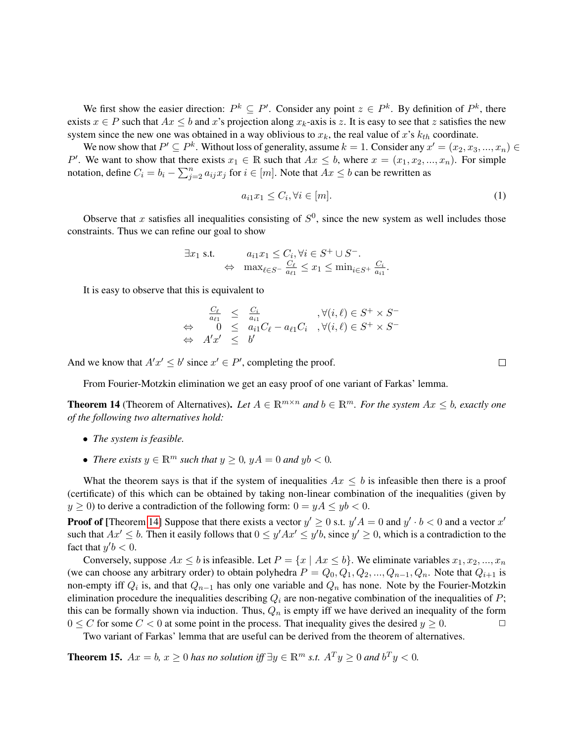We first show the easier direction: $P^k \subseteq P'$. Consider any point $z \in P^k$. By definition of $P^k$, there exists $x \in P$ such that $Ax \leq b$ and $x$'s projection along $x_k$-axis is $z$. It is easy to see that $z$ satisfies the new system since the new one was obtained in a way oblivious to $x_k$, the real value of $x$'s $k_{th}$ coordinate.

We now show that $P' \subseteq P^k$. Without loss of generality, assume $k = 1$. Consider any $x' = (x_2, x_3, ..., x_n) \in P'$. We want to show that there exists $x_1 \in \mathbb{R}$ such that $Ax \leq b$, where $x = (x_1, x_2, ..., x_n)$. For simple notation, define $C_i = b_i - \sum_{j=2}^{n} a_{ij} x_j$ for $i \in [m]$. Note that $Ax \leq b$ can be rewritten as

$$a_{i1} x_1 \leq C_i, \forall i \in [m]. \tag{1}$$

Observe that $x$ satisfies all inequalities consisting of $S^0$, since the new system as well includes those constraints. Thus we can refine our goal to show

$$\begin{aligned} &\exists x_1 \text{ s.t.} \qquad a_{i1} x_1 \leq C_i, \forall i \in S^+ \cup S^-. \\ &\qquad \Leftrightarrow \quad \max_{\ell \in S^-} \frac{C_\ell}{a_{\ell 1}} \leq x_1 \leq \min_{i \in S^+} \frac{C_i}{a_{i1}}. \end{aligned}$$

It is easy to observe that this is equivalent to

$$\begin{aligned} \frac{C_\ell}{a_{\ell 1}} &\leq \frac{C_i}{a_{i1}} && , \forall (i, \ell) \in S^+ \times S^- \\ \Leftrightarrow \quad 0 &\leq a_{i1} C_\ell - a_{\ell 1} C_i && , \forall (i, \ell) \in S^+ \times S^- \\ \Leftrightarrow \quad A' x' &\leq b' \end{aligned}$$

And we know that $A'x' \leq b'$ since $x' \in P'$, completing the proof. □

From Fourier-Motzkin elimination we get an easy proof of one variant of Farkas' lemma.

**Theorem 14** (Theorem of Alternatives)**.** *Let $A \in \mathbb{R}^{m \times n}$ and $b \in \mathbb{R}^m$. For the system $Ax \leq b$, exactly one of the following two alternatives hold:*

- *The system is feasible.*
- *There exists $y \in \mathbb{R}^m$ such that $y \geq 0$, $yA = 0$ and $yb < 0$.*

What the theorem says is that if the system of inequalities $Ax \leq b$ is infeasible then there is a proof (certificate) of this which can be obtained by taking non-linear combination of the inequalities (given by $y \geq 0$) to derive a contradiction of the following form: $0 = yA \leq yb < 0$.

**Proof of** [Theorem 14] Suppose that there exists a vector $y' \geq 0$ s.t. $y'A = 0$ and $y' \cdot b < 0$ and a vector $x'$ such that $Ax' \leq b$. Then it easily follows that $0 \leq y'Ax' \leq y'b$, since $y' \geq 0$, which is a contradiction to the fact that $y'b < 0$.

Conversely, suppose $Ax \leq b$ is infeasible. Let $P = \{x \mid Ax \leq b\}$. We eliminate variables $x_1, x_2, ..., x_n$ (we can choose any arbitrary order) to obtain polyhedra $P = Q_0, Q_1, Q_2, ..., Q_{n-1}, Q_n$. Note that $Q_{i+1}$ is non-empty iff $Q_i$ is, and that $Q_{n-1}$ has only one variable and $Q_n$ has none. Note by the Fourier-Motzkin elimination procedure the inequalities describing $Q_i$ are non-negative combination of the inequalities of $P$; this can be formally shown via induction. Thus, $Q_n$ is empty iff we have derived an inequality of the form $0 \leq C$ for some $C < 0$ at some point in the process. That inequality gives the desired $y \geq 0$. □

Two variant of Farkas' lemma that are useful can be derived from the theorem of alternatives.

**Theorem 15.** *$Ax = b$, $x \geq 0$ has no solution iff $\exists y \in \mathbb{R}^m$ s.t. $A^T y \geq 0$ and $b^T y < 0$.*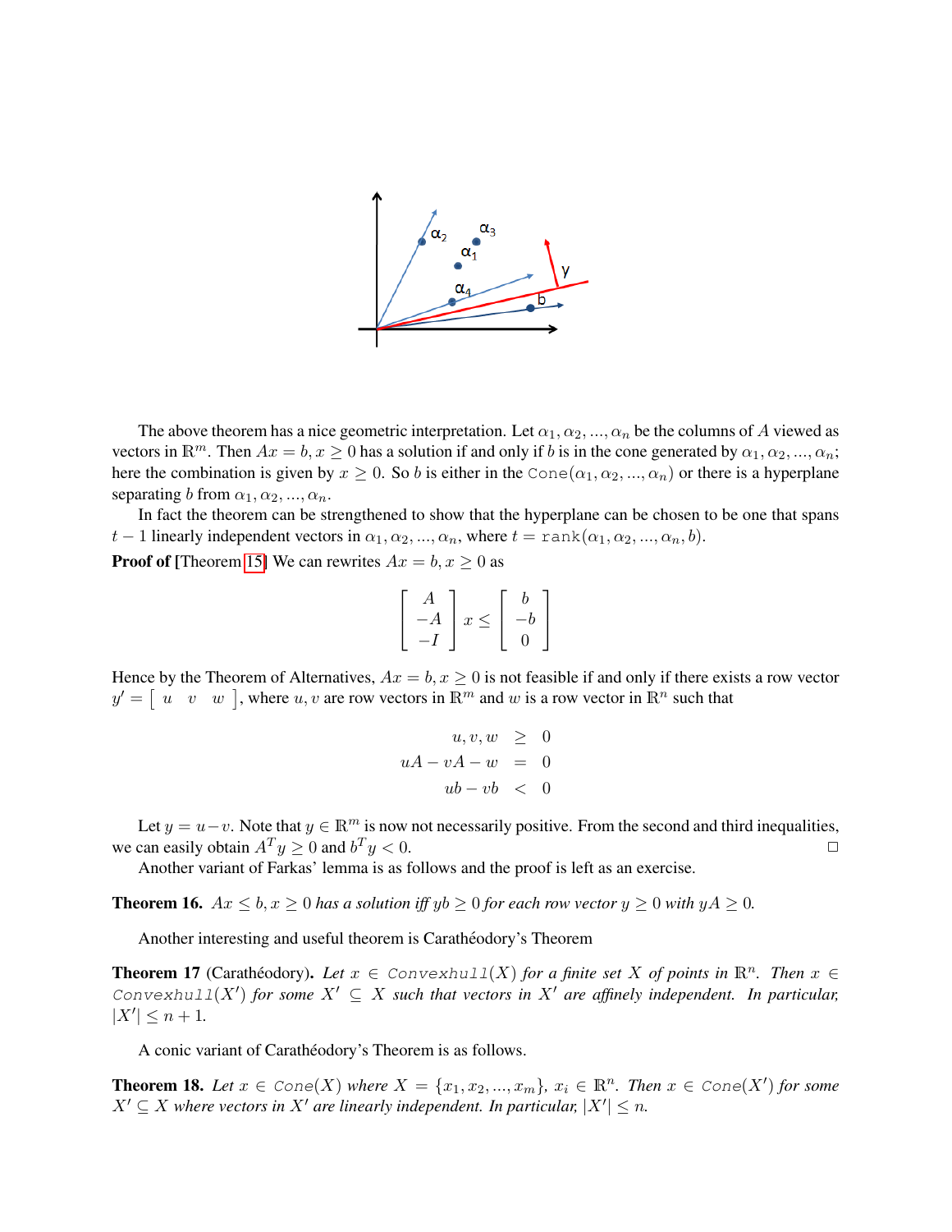The above theorem has a nice geometric interpretation. Let $\alpha_1, \alpha_2, ..., \alpha_n$ be the columns of $A$ viewed as vectors in $\mathbb{R}^m$. Then $Ax = b, x \geq 0$ has a solution if and only if $b$ is in the cone generated by $\alpha_1, \alpha_2, ..., \alpha_n$; here the combination is given by $x \geq 0$. So $b$ is either in the $\texttt{Cone}(\alpha_1, \alpha_2, ..., \alpha_n)$ or there is a hyperplane separating $b$ from $\alpha_1, \alpha_2, ..., \alpha_n$.

In fact the theorem can be strengthened to show that the hyperplane can be chosen to be one that spans $t-1$ linearly independent vectors in $\alpha_1, \alpha_2, ..., \alpha_n$, where $t = \texttt{rank}(\alpha_1, \alpha_2, ..., \alpha_n, b)$.

**Proof of** [Theorem 15] We can rewrites $Ax = b, x \geq 0$ as

$$\begin{bmatrix} A \\ -A \\ -I \end{bmatrix} x \leq \begin{bmatrix} b \\ -b \\ 0 \end{bmatrix}$$

Hence by the Theorem of Alternatives, $Ax = b, x \geq 0$ is not feasible if and only if there exists a row vector $y' = \begin{bmatrix} u & v & w \end{bmatrix}$, where $u, v$ are row vectors in $\mathbb{R}^m$ and $w$ is a row vector in $\mathbb{R}^n$ such that

$$\begin{aligned} u, v, w &\geq 0 \\ uA - vA - w &= 0 \\ ub - vb &< 0 \end{aligned}$$

Let $y = u - v$. Note that $y \in \mathbb{R}^m$ is now not necessarily positive. From the second and third inequalities, we can easily obtain $A^T y \geq 0$ and $b^T y < 0$. □

Another variant of Farkas' lemma is as follows and the proof is left as an exercise.

**Theorem 16.** *$Ax \leq b, x \geq 0$ has a solution iff $yb \geq 0$ for each row vector $y \geq 0$ with $yA \geq 0$.*

Another interesting and useful theorem is Carathéodory's Theorem

**Theorem 17** (Carathéodory)**.** *Let $x \in \texttt{Convexhull}(X)$ for a finite set $X$ of points in $\mathbb{R}^n$. Then $x \in \texttt{Convexhull}(X')$ for some $X' \subseteq X$ such that vectors in $X'$ are affinely independent. In particular, $|X'| \leq n+1$.*

A conic variant of Carathéodory's Theorem is as follows.

**Theorem 18.** *Let $x \in \texttt{Cone}(X)$ where $X = \{x_1, x_2, ..., x_m\}$, $x_i \in \mathbb{R}^n$. Then $x \in \texttt{Cone}(X')$ for some $X' \subseteq X$ where vectors in $X'$ are linearly independent. In particular, $|X'| \leq n$.*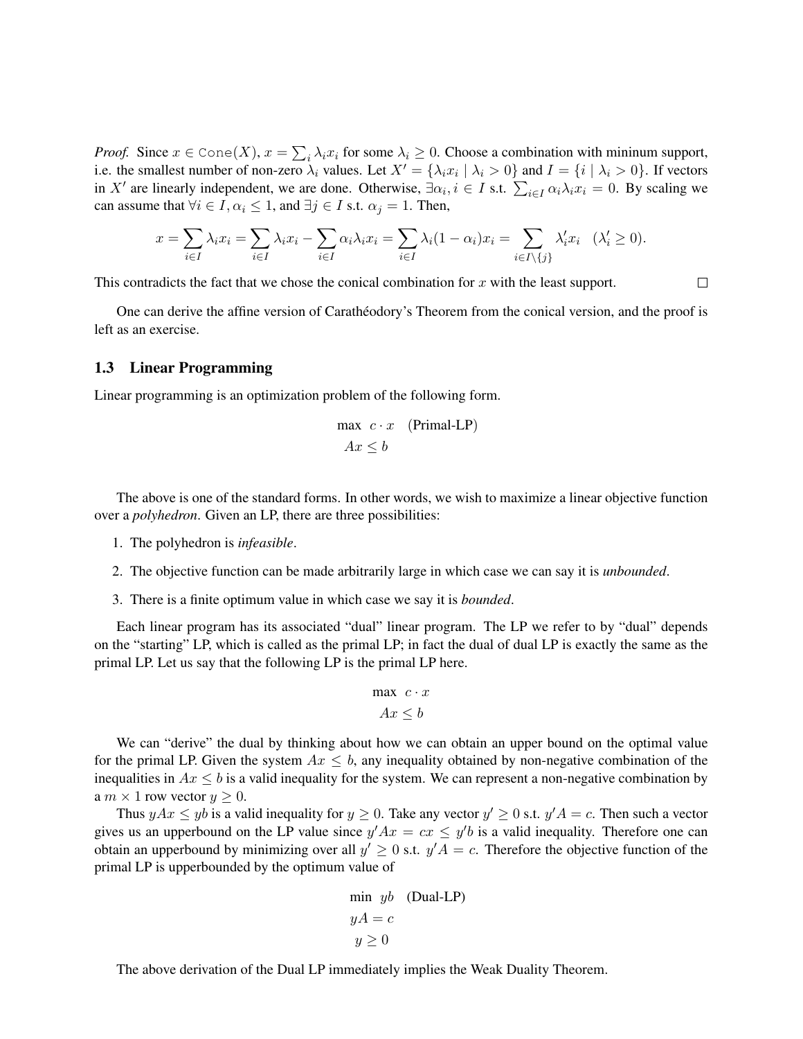*Proof.* Since $x \in \texttt{Cone}(X)$, $x = \sum_i \lambda_i x_i$ for some $\lambda_i \geq 0$. Choose a combination with mininum support, i.e. the smallest number of non-zero $\lambda_i$ values. Let $X' = \{\lambda_i x_i \mid \lambda_i > 0\}$ and $I = \{i \mid \lambda_i > 0\}$. If vectors in $X'$ are linearly independent, we are done. Otherwise, $\exists \alpha_i, i \in I$ s.t. $\sum_{i \in I} \alpha_i \lambda_i x_i = 0$. By scaling we can assume that $\forall i \in I, \alpha_i \leq 1$, and $\exists j \in I$ s.t. $\alpha_j = 1$. Then,

$$x = \sum_{i \in I} \lambda_i x_i = \sum_{i \in I} \lambda_i x_i - \sum_{i \in I} \alpha_i \lambda_i x_i = \sum_{i \in I} \lambda_i (1 - \alpha_i) x_i = \sum_{i \in I \setminus \{j\}} \lambda'_i x_i \quad (\lambda'_i \geq 0).$$

This contradicts the fact that we chose the conical combination for $x$ with the least support. $\square$

One can derive the affine version of Carathéodory's Theorem from the conical version, and the proof is left as an exercise.

### 1.3 Linear Programming

Linear programming is an optimization problem of the following form.

$$\begin{aligned} \max \ \ & c \cdot x \quad \text{(Primal-LP)} \\ & Ax \leq b \end{aligned}$$

The above is one of the standard forms. In other words, we wish to maximize a linear objective function over a *polyhedron*. Given an LP, there are three possibilities:

1. The polyhedron is *infeasible*.
2. The objective function can be made arbitrarily large in which case we can say it is *unbounded*.
3. There is a finite optimum value in which case we say it is *bounded*.

Each linear program has its associated "dual" linear program. The LP we refer to by "dual" depends on the "starting" LP, which is called as the primal LP; in fact the dual of dual LP is exactly the same as the primal LP. Let us say that the following LP is the primal LP here.

$$\begin{aligned} \max \ \ & c \cdot x \\ & Ax \leq b \end{aligned}$$

We can "derive" the dual by thinking about how we can obtain an upper bound on the optimal value for the primal LP. Given the system $Ax \leq b$, any inequality obtained by non-negative combination of the inequalities in $Ax \leq b$ is a valid inequality for the system. We can represent a non-negative combination by a $m \times 1$ row vector $y \geq 0$.

Thus $yAx \leq yb$ is a valid inequality for $y \geq 0$. Take any vector $y' \geq 0$ s.t. $y'A = c$. Then such a vector gives us an upperbound on the LP value since $y'Ax = cx \leq y'b$ is a valid inequality. Therefore one can obtain an upperbound by minimizing over all $y' \geq 0$ s.t. $y'A = c$. Therefore the objective function of the primal LP is upperbounded by the optimum value of

$$\begin{aligned} \min \ \ & yb \quad \text{(Dual-LP)} \\ & yA = c \\ & y \geq 0 \end{aligned}$$

The above derivation of the Dual LP immediately implies the Weak Duality Theorem.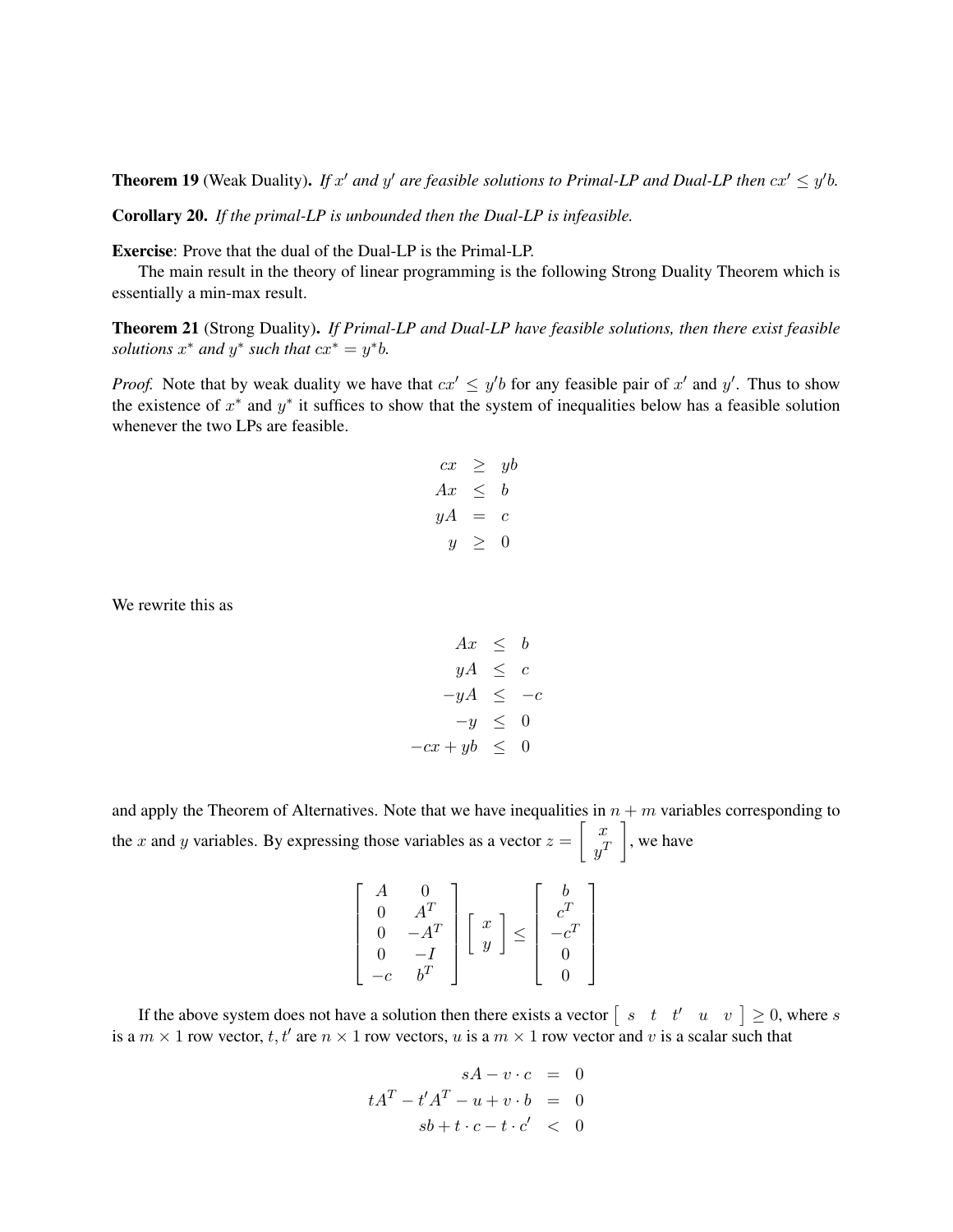**Theorem 19** (Weak Duality)**.** *If $x'$ and $y'$ are feasible solutions to Primal-LP and Dual-LP then $cx' \leq y'b$.*

**Corollary 20.** *If the primal-LP is unbounded then the Dual-LP is infeasible.*

**Exercise**: Prove that the dual of the Dual-LP is the Primal-LP.

The main result in the theory of linear programming is the following Strong Duality Theorem which is essentially a min-max result.

**Theorem 21** (Strong Duality)**.** *If Primal-LP and Dual-LP have feasible solutions, then there exist feasible solutions $x^*$ and $y^*$ such that $cx^* = y^*b$.*

*Proof.* Note that by weak duality we have that $cx' \leq y'b$ for any feasible pair of $x'$ and $y'$. Thus to show the existence of $x^*$ and $y^*$ it suffices to show that the system of inequalities below has a feasible solution whenever the two LPs are feasible.

$$
\begin{aligned}
cx &\geq yb \\
Ax &\leq b \\
yA &= c \\
y &\geq 0
\end{aligned}
$$

We rewrite this as

$$
\begin{aligned}
Ax &\leq b \\
yA &\leq c \\
-yA &\leq -c \\
-y &\leq 0 \\
-cx + yb &\leq 0
\end{aligned}
$$

and apply the Theorem of Alternatives. Note that we have inequalities in $n+m$ variables corresponding to the $x$ and $y$ variables. By expressing those variables as a vector $z = \begin{bmatrix} x \\ y^T \end{bmatrix}$, we have

$$
\begin{bmatrix} A & 0 \\ 0 & A^T \\ 0 & -A^T \\ 0 & -I \\ -c & b^T \end{bmatrix} \begin{bmatrix} x \\ y \end{bmatrix} \leq \begin{bmatrix} b \\ c^T \\ -c^T \\ 0 \\ 0 \end{bmatrix}
$$

If the above system does not have a solution then there exists a vector $\begin{bmatrix} s & t & t' & u & v \end{bmatrix} \geq 0$, where $s$ is a $m \times 1$ row vector, $t, t'$ are $n \times 1$ row vectors, $u$ is a $m \times 1$ row vector and $v$ is a scalar such that

$$
\begin{aligned}
sA - v \cdot c &= 0 \\
tA^T - t'A^T - u + v \cdot b &= 0 \\
sb + t \cdot c - t \cdot c' &< 0
\end{aligned}
$$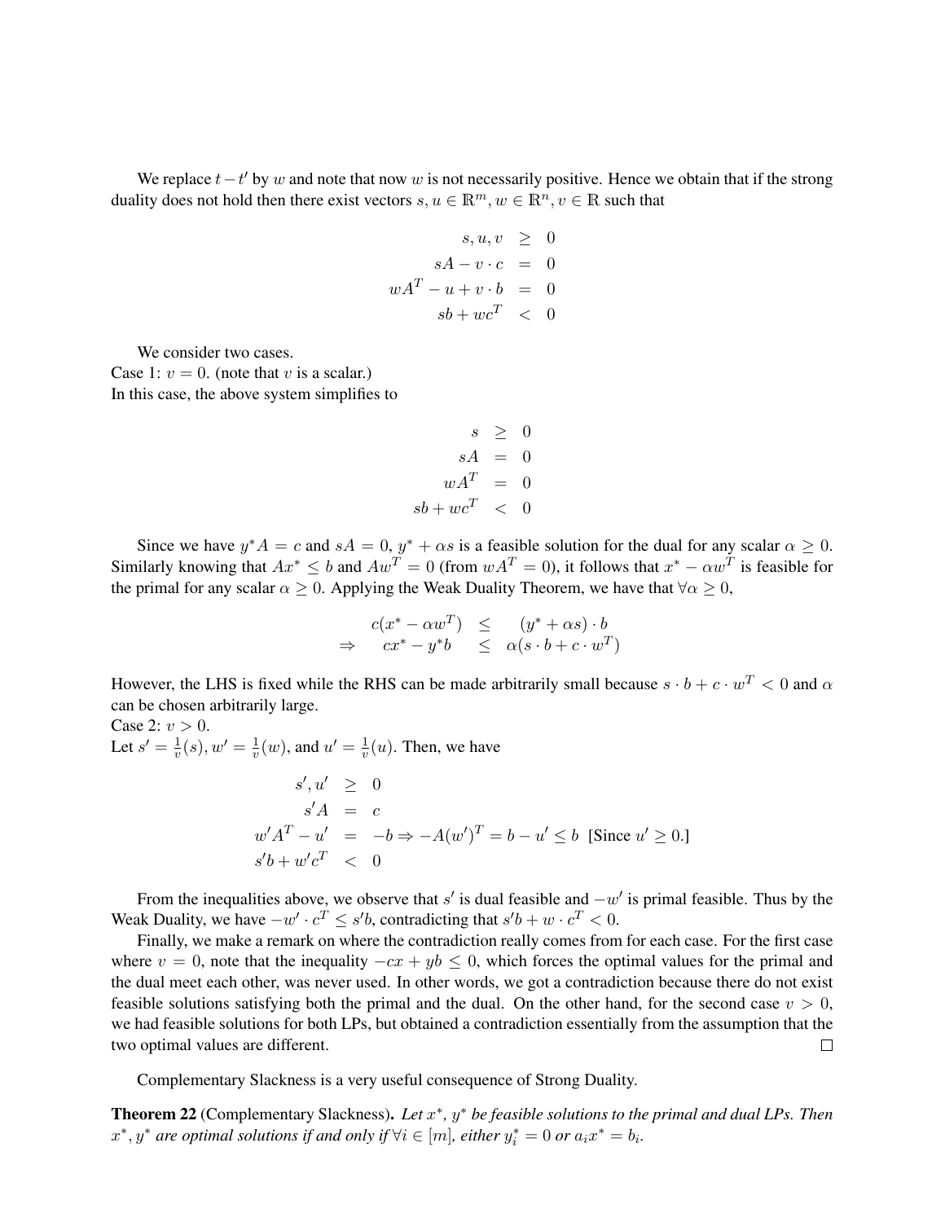We replace $t - t'$ by $w$ and note that now $w$ is not necessarily positive. Hence we obtain that if the strong duality does not hold then there exist vectors $s, u \in \mathbb{R}^m, w \in \mathbb{R}^n, v \in \mathbb{R}$ such that

$$
\begin{aligned}
s, u, v &\geq 0 \\
sA - v \cdot c &= 0 \\
wA^T - u + v \cdot b &= 0 \\
sb + wc^T &< 0
\end{aligned}
$$

We consider two cases.
Case 1: $v = 0$. (note that $v$ is a scalar.)
In this case, the above system simplifies to

$$
\begin{aligned}
s &\geq 0 \\
sA &= 0 \\
wA^T &= 0 \\
sb + wc^T &< 0
\end{aligned}
$$

Since we have $y^*A = c$ and $sA = 0$, $y^* + \alpha s$ is a feasible solution for the dual for any scalar $\alpha \geq 0$. Similarly knowing that $Ax^* \leq b$ and $Aw^T = 0$ (from $wA^T = 0$), it follows that $x^* - \alpha w^T$ is feasible for the primal for any scalar $\alpha \geq 0$. Applying the Weak Duality Theorem, we have that $\forall \alpha \geq 0$,

$$
\begin{aligned}
& c(x^* - \alpha w^T) && \leq && (y^* + \alpha s) \cdot b \\
\Rightarrow \quad & cx^* - y^*b && \leq && \alpha(s \cdot b + c \cdot w^T)
\end{aligned}
$$

However, the LHS is fixed while the RHS can be made arbitrarily small because $s \cdot b + c \cdot w^T < 0$ and $\alpha$ can be chosen arbitrarily large.
Case 2: $v > 0$.
Let $s' = \frac{1}{v}(s)$, $w' = \frac{1}{v}(w)$, and $u' = \frac{1}{v}(u)$. Then, we have

$$
\begin{aligned}
s', u' &\geq 0 \\
s'A &= c \\
w'A^T - u' &= -b \Rightarrow -A(w')^T = b - u' \leq b \ \ \text{[Since } u' \geq 0.] \\
s'b + w'c^T &< 0
\end{aligned}
$$

From the inequalities above, we observe that $s'$ is dual feasible and $-w'$ is primal feasible. Thus by the Weak Duality, we have $-w' \cdot c^T \leq s'b$, contradicting that $s'b + w \cdot c^T < 0$.

Finally, we make a remark on where the contradiction really comes from for each case. For the first case where $v = 0$, note that the inequality $-cx + yb \leq 0$, which forces the optimal values for the primal and the dual meet each other, was never used. In other words, we got a contradiction because there do not exist feasible solutions satisfying both the primal and the dual. On the other hand, for the second case $v > 0$, we had feasible solutions for both LPs, but obtained a contradiction essentially from the assumption that the two optimal values are different. □

Complementary Slackness is a very useful consequence of Strong Duality.

**Theorem 22** (Complementary Slackness). *Let $x^*$, $y^*$ be feasible solutions to the primal and dual LPs. Then $x^*, y^*$ are optimal solutions if and only if $\forall i \in [m]$, either $y^*_i = 0$ or $a_i x^* = b_i$.*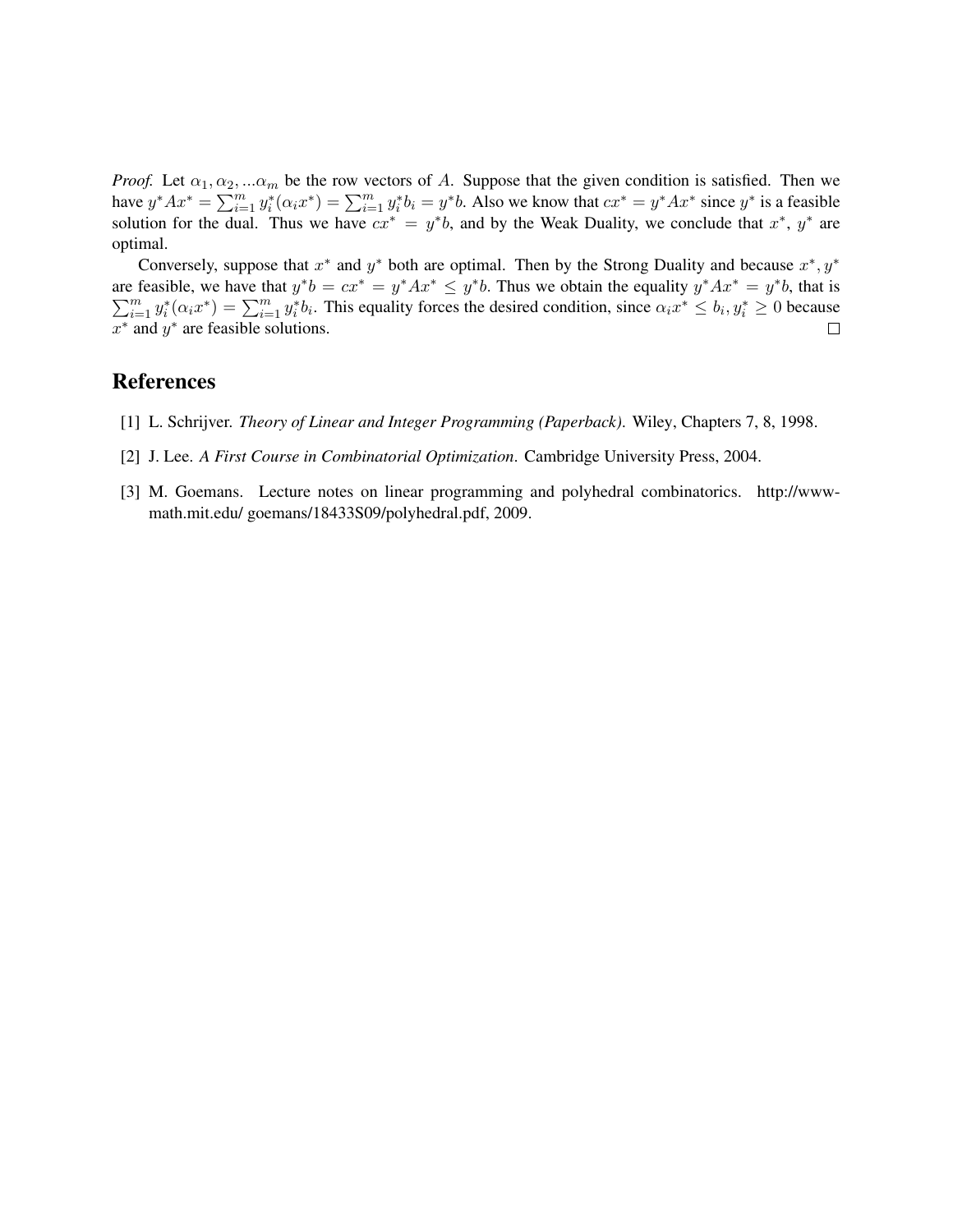*Proof.* Let $\alpha_1, \alpha_2, ...\alpha_m$ be the row vectors of $A$. Suppose that the given condition is satisfied. Then we have $y^*Ax^* = \sum_{i=1}^{m} y_i^*(\alpha_i x^*) = \sum_{i=1}^{m} y_i^* b_i = y^*b$. Also we know that $cx^* = y^*Ax^*$ since $y^*$ is a feasible solution for the dual. Thus we have $cx^* = y^*b$, and by the Weak Duality, we conclude that $x^*$, $y^*$ are optimal.

Conversely, suppose that $x^*$ and $y^*$ both are optimal. Then by the Strong Duality and because $x^*, y^*$ are feasible, we have that $y^*b = cx^* = y^*Ax^* \leq y^*b$. Thus we obtain the equality $y^*Ax^* = y^*b$, that is $\sum_{i=1}^{m} y_i^*(\alpha_i x^*) = \sum_{i=1}^{m} y_i^* b_i$. This equality forces the desired condition, since $\alpha_i x^* \leq b_i, y_i^* \geq 0$ because $x^*$ and $y^*$ are feasible solutions. □

## References

[1] L. Schrijver. *Theory of Linear and Integer Programming (Paperback)*. Wiley, Chapters 7, 8, 1998.

[2] J. Lee. *A First Course in Combinatorial Optimization*. Cambridge University Press, 2004.

[3] M. Goemans. Lecture notes on linear programming and polyhedral combinatorics. http://www-math.mit.edu/ goemans/18433S09/polyhedral.pdf, 2009.